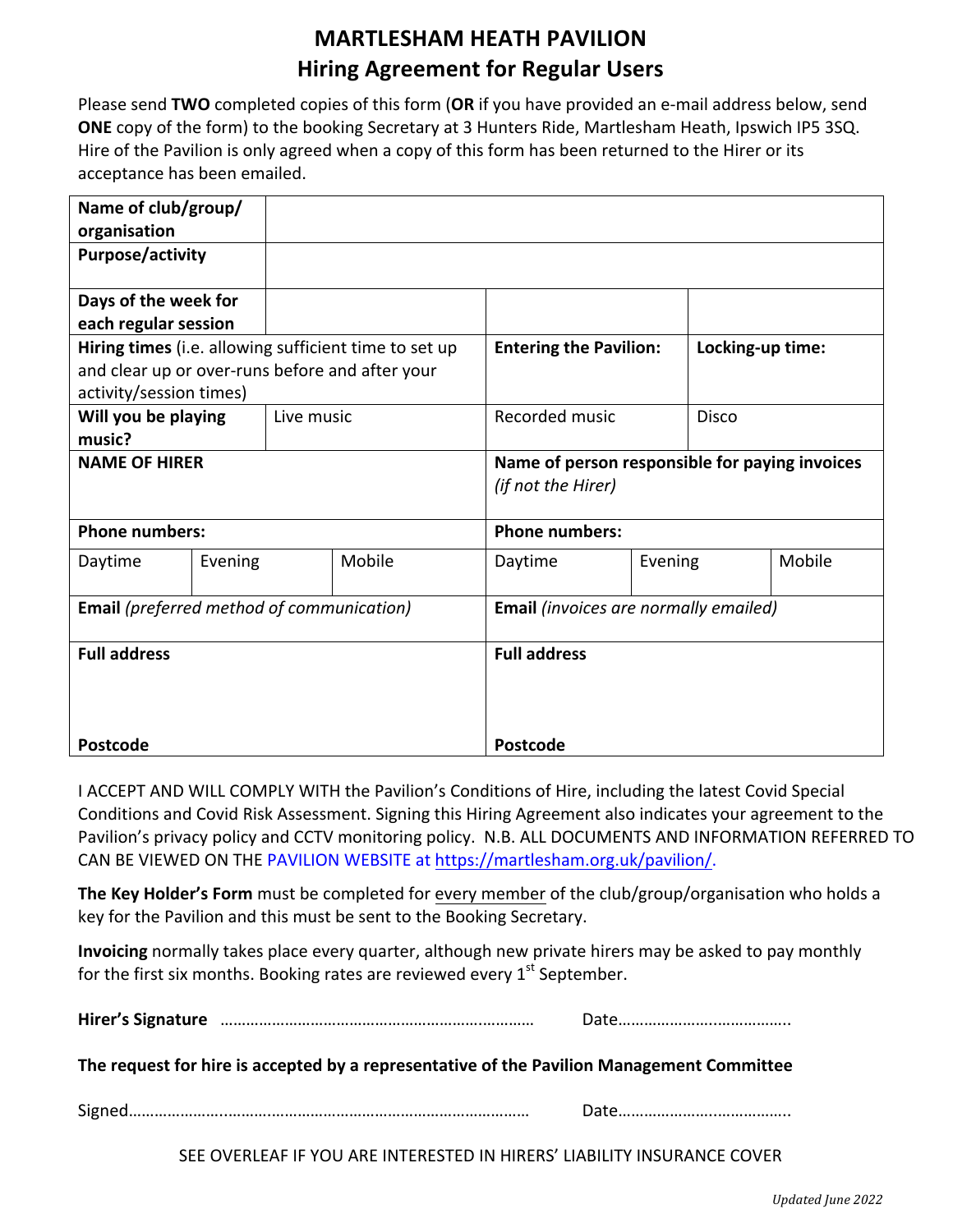# MARTLESHAM HEATH PAVILION
## Hiring Agreement for Regular Users

Please send **TWO** completed copies of this form (**OR** if you have provided an e-mail address below, send **ONE** copy of the form) to the booking Secretary at 3 Hunters Ride, Martlesham Heath, Ipswich IP5 3SQ. Hire of the Pavilion is only agreed when a copy of this form has been returned to the Hirer or its acceptance has been emailed.

| | | | | | |
|---|---|---|---|---|---|
| **Name of club/group/ organisation** | | | | | |
| **Purpose/activity** | | | | | |
| **Days of the week for each regular session** | | | | | |
| **Hiring times** (i.e. allowing sufficient time to set up and clear up or over-runs before and after your activity/session times) | | | **Entering the Pavilion:** | | **Locking-up time:** |
| **Will you be playing music?** | Live music | | Recorded music | | Disco |
| **NAME OF HIRER** | | | **Name of person responsible for paying invoices** *(if not the Hirer)* | | |
| **Phone numbers:** | | | **Phone numbers:** | | |
| Daytime | Evening | Mobile | Daytime | Evening | Mobile |
| **Email** *(preferred method of communication)* | | | **Email** *(invoices are normally emailed)* | | |
| **Full address**<br><br>**Postcode** | | | **Full address**<br><br>**Postcode** | | |

I ACCEPT AND WILL COMPLY WITH the Pavilion's Conditions of Hire, including the latest Covid Special Conditions and Covid Risk Assessment. Signing this Hiring Agreement also indicates your agreement to the Pavilion's privacy policy and CCTV monitoring policy. N.B. ALL DOCUMENTS AND INFORMATION REFERRED TO CAN BE VIEWED ON THE PAVILION WEBSITE at https://martlesham.org.uk/pavilion/.

**The Key Holder's Form** must be completed for every member of the club/group/organisation who holds a key for the Pavilion and this must be sent to the Booking Secretary.

**Invoicing** normally takes place every quarter, although new private hirers may be asked to pay monthly for the first six months. Booking rates are reviewed every 1st September.

**Hirer's Signature** ……………………………………………………………… Date………………………………..

**The request for hire is accepted by a representative of the Pavilion Management Committee**

Signed……………………………………………………………………………… Date………………………………..

SEE OVERLEAF IF YOU ARE INTERESTED IN HIRERS' LIABILITY INSURANCE COVER

*Updated June 2022*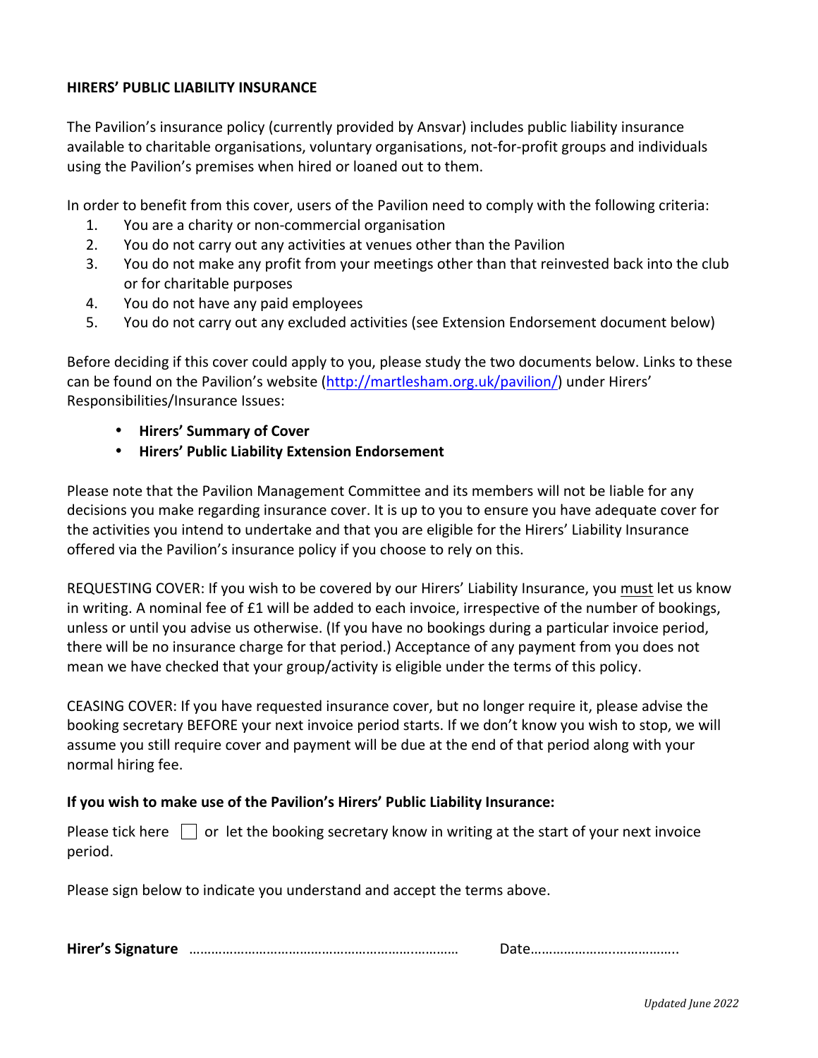**HIRERS' PUBLIC LIABILITY INSURANCE**

The Pavilion's insurance policy (currently provided by Ansvar) includes public liability insurance available to charitable organisations, voluntary organisations, not-for-profit groups and individuals using the Pavilion's premises when hired or loaned out to them.

In order to benefit from this cover, users of the Pavilion need to comply with the following criteria:

1. You are a charity or non-commercial organisation
2. You do not carry out any activities at venues other than the Pavilion
3. You do not make any profit from your meetings other than that reinvested back into the club or for charitable purposes
4. You do not have any paid employees
5. You do not carry out any excluded activities (see Extension Endorsement document below)

Before deciding if this cover could apply to you, please study the two documents below. Links to these can be found on the Pavilion's website (http://martlesham.org.uk/pavilion/) under Hirers' Responsibilities/Insurance Issues:

- **Hirers' Summary of Cover**
- **Hirers' Public Liability Extension Endorsement**

Please note that the Pavilion Management Committee and its members will not be liable for any decisions you make regarding insurance cover. It is up to you to ensure you have adequate cover for the activities you intend to undertake and that you are eligible for the Hirers' Liability Insurance offered via the Pavilion's insurance policy if you choose to rely on this.

REQUESTING COVER: If you wish to be covered by our Hirers' Liability Insurance, you <u>must</u> let us know in writing. A nominal fee of £1 will be added to each invoice, irrespective of the number of bookings, unless or until you advise us otherwise. (If you have no bookings during a particular invoice period, there will be no insurance charge for that period.) Acceptance of any payment from you does not mean we have checked that your group/activity is eligible under the terms of this policy.

CEASING COVER: If you have requested insurance cover, but no longer require it, please advise the booking secretary BEFORE your next invoice period starts. If we don't know you wish to stop, we will assume you still require cover and payment will be due at the end of that period along with your normal hiring fee.

**If you wish to make use of the Pavilion's Hirers' Public Liability Insurance:**

Please tick here ☐ or let the booking secretary know in writing at the start of your next invoice period.

Please sign below to indicate you understand and accept the terms above.

**Hirer's Signature** ………………………………………………………………    Date………………………………….

*Updated June 2022*